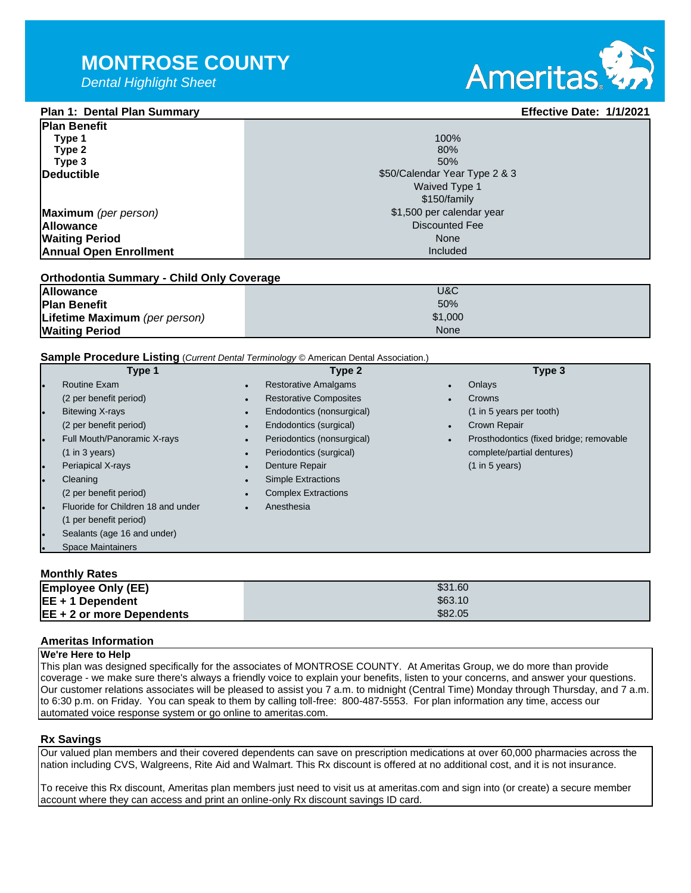# MONTROSE COUNTY

*Dental Highlight Sheet*

Ameritas

## Plan 1: Dental Plan Summary

**Effective Date: 1/1/2021**

| Plan Benefit | |
|---|---|
| **Type 1** | 100% |
| **Type 2** | 80% |
| **Type 3** | 50% |
| **Deductible** | $50/Calendar Year Type 2 & 3<br>Waived Type 1<br>$150/family |
| **Maximum** *(per person)* | $1,500 per calendar year |
| **Allowance** | Discounted Fee |
| **Waiting Period** | None |
| **Annual Open Enrollment** | Included |

## Orthodontia Summary - Child Only Coverage

| | |
|---|---|
| **Allowance** | U&C |
| **Plan Benefit** | 50% |
| **Lifetime Maximum** *(per person)* | $1,000 |
| **Waiting Period** | None |

## Sample Procedure Listing (*Current Dental Terminology* © American Dental Association.)

| Type 1 | Type 2 | Type 3 |
|---|---|---|
| • Routine Exam (2 per benefit period) | • Restorative Amalgams | • Onlays |
| • Bitewing X-rays (2 per benefit period) | • Restorative Composites | • Crowns (1 in 5 years per tooth) |
| • Full Mouth/Panoramic X-rays (1 in 3 years) | • Endodontics (nonsurgical) | • Crown Repair |
| • Periapical X-rays | • Endodontics (surgical) | • Prosthodontics (fixed bridge; removable complete/partial dentures) (1 in 5 years) |
| • Cleaning (2 per benefit period) | • Periodontics (nonsurgical) | |
| • Fluoride for Children 18 and under (1 per benefit period) | • Periodontics (surgical) | |
| • Sealants (age 16 and under) | • Denture Repair | |
| • Space Maintainers | • Simple Extractions | |
| | • Complex Extractions | |
| | • Anesthesia | |

## Monthly Rates

| | |
|---|---|
| **Employee Only (EE)** | $31.60 |
| **EE + 1 Dependent** | $63.10 |
| **EE + 2 or more Dependents** | $82.05 |

## Ameritas Information

**We're Here to Help**

This plan was designed specifically for the associates of MONTROSE COUNTY. At Ameritas Group, we do more than provide coverage - we make sure there's always a friendly voice to explain your benefits, listen to your concerns, and answer your questions. Our customer relations associates will be pleased to assist you 7 a.m. to midnight (Central Time) Monday through Thursday, and 7 a.m. to 6:30 p.m. on Friday. You can speak to them by calling toll-free: 800-487-5553. For plan information any time, access our automated voice response system or go online to ameritas.com.

## Rx Savings

Our valued plan members and their covered dependents can save on prescription medications at over 60,000 pharmacies across the nation including CVS, Walgreens, Rite Aid and Walmart. This Rx discount is offered at no additional cost, and it is not insurance.

To receive this Rx discount, Ameritas plan members just need to visit us at ameritas.com and sign into (or create) a secure member account where they can access and print an online-only Rx discount savings ID card.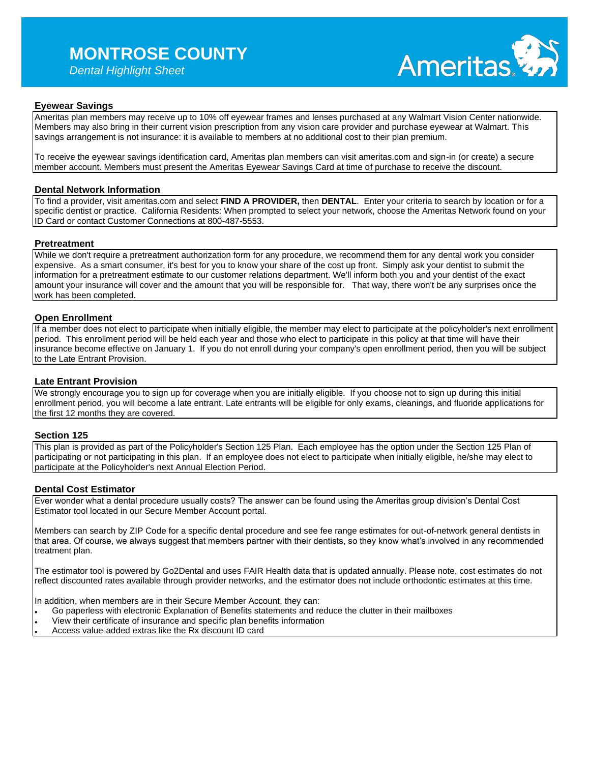# MONTROSE COUNTY

*Dental Highlight Sheet*

## Eyewear Savings

Ameritas plan members may receive up to 10% off eyewear frames and lenses purchased at any Walmart Vision Center nationwide. Members may also bring in their current vision prescription from any vision care provider and purchase eyewear at Walmart. This savings arrangement is not insurance: it is available to members at no additional cost to their plan premium.

To receive the eyewear savings identification card, Ameritas plan members can visit ameritas.com and sign-in (or create) a secure member account. Members must present the Ameritas Eyewear Savings Card at time of purchase to receive the discount.

## Dental Network Information

To find a provider, visit ameritas.com and select **FIND A PROVIDER,** then **DENTAL**. Enter your criteria to search by location or for a specific dentist or practice. California Residents: When prompted to select your network, choose the Ameritas Network found on your ID Card or contact Customer Connections at 800-487-5553.

## Pretreatment

While we don't require a pretreatment authorization form for any procedure, we recommend them for any dental work you consider expensive. As a smart consumer, it's best for you to know your share of the cost up front. Simply ask your dentist to submit the information for a pretreatment estimate to our customer relations department. We'll inform both you and your dentist of the exact amount your insurance will cover and the amount that you will be responsible for. That way, there won't be any surprises once the work has been completed.

## Open Enrollment

If a member does not elect to participate when initially eligible, the member may elect to participate at the policyholder's next enrollment period. This enrollment period will be held each year and those who elect to participate in this policy at that time will have their insurance become effective on January 1. If you do not enroll during your company's open enrollment period, then you will be subject to the Late Entrant Provision.

## Late Entrant Provision

We strongly encourage you to sign up for coverage when you are initially eligible. If you choose not to sign up during this initial enrollment period, you will become a late entrant. Late entrants will be eligible for only exams, cleanings, and fluoride applications for the first 12 months they are covered.

## Section 125

This plan is provided as part of the Policyholder's Section 125 Plan. Each employee has the option under the Section 125 Plan of participating or not participating in this plan. If an employee does not elect to participate when initially eligible, he/she may elect to participate at the Policyholder's next Annual Election Period.

## Dental Cost Estimator

Ever wonder what a dental procedure usually costs? The answer can be found using the Ameritas group division's Dental Cost Estimator tool located in our Secure Member Account portal.

Members can search by ZIP Code for a specific dental procedure and see fee range estimates for out-of-network general dentists in that area. Of course, we always suggest that members partner with their dentists, so they know what's involved in any recommended treatment plan.

The estimator tool is powered by Go2Dental and uses FAIR Health data that is updated annually. Please note, cost estimates do not reflect discounted rates available through provider networks, and the estimator does not include orthodontic estimates at this time.

In addition, when members are in their Secure Member Account, they can:

- Go paperless with electronic Explanation of Benefits statements and reduce the clutter in their mailboxes
- View their certificate of insurance and specific plan benefits information
- Access value-added extras like the Rx discount ID card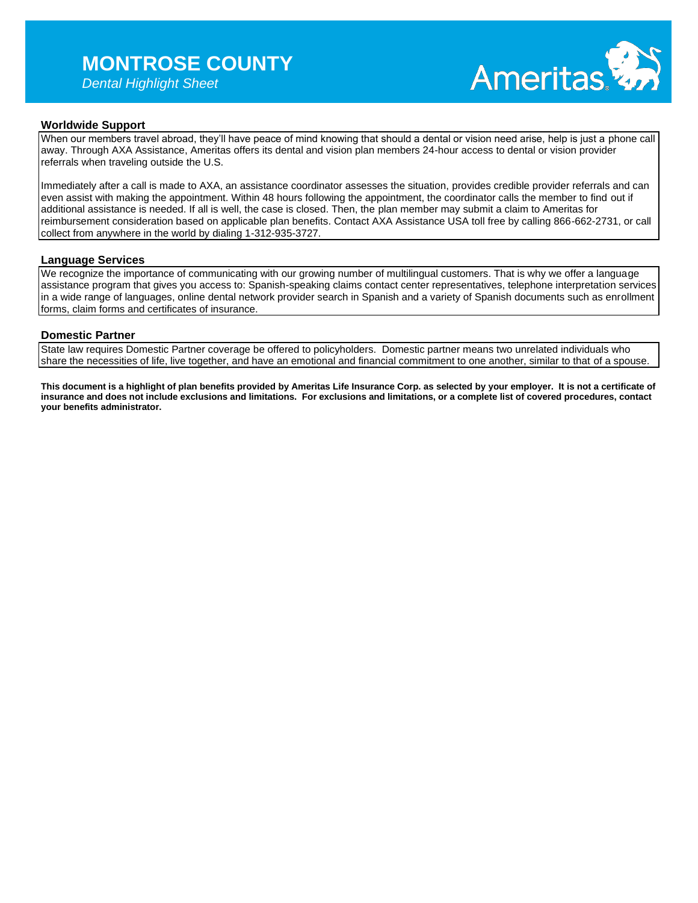# MONTROSE COUNTY

*Dental Highlight Sheet*

Ameritas

### Worldwide Support

When our members travel abroad, they'll have peace of mind knowing that should a dental or vision need arise, help is just a phone call away. Through AXA Assistance, Ameritas offers its dental and vision plan members 24-hour access to dental or vision provider referrals when traveling outside the U.S.

Immediately after a call is made to AXA, an assistance coordinator assesses the situation, provides credible provider referrals and can even assist with making the appointment. Within 48 hours following the appointment, the coordinator calls the member to find out if additional assistance is needed. If all is well, the case is closed. Then, the plan member may submit a claim to Ameritas for reimbursement consideration based on applicable plan benefits. Contact AXA Assistance USA toll free by calling 866-662-2731, or call collect from anywhere in the world by dialing 1-312-935-3727.

### Language Services

We recognize the importance of communicating with our growing number of multilingual customers. That is why we offer a language assistance program that gives you access to: Spanish-speaking claims contact center representatives, telephone interpretation services in a wide range of languages, online dental network provider search in Spanish and a variety of Spanish documents such as enrollment forms, claim forms and certificates of insurance.

### Domestic Partner

State law requires Domestic Partner coverage be offered to policyholders. Domestic partner means two unrelated individuals who share the necessities of life, live together, and have an emotional and financial commitment to one another, similar to that of a spouse.

**This document is a highlight of plan benefits provided by Ameritas Life Insurance Corp. as selected by your employer. It is not a certificate of insurance and does not include exclusions and limitations. For exclusions and limitations, or a complete list of covered procedures, contact your benefits administrator.**